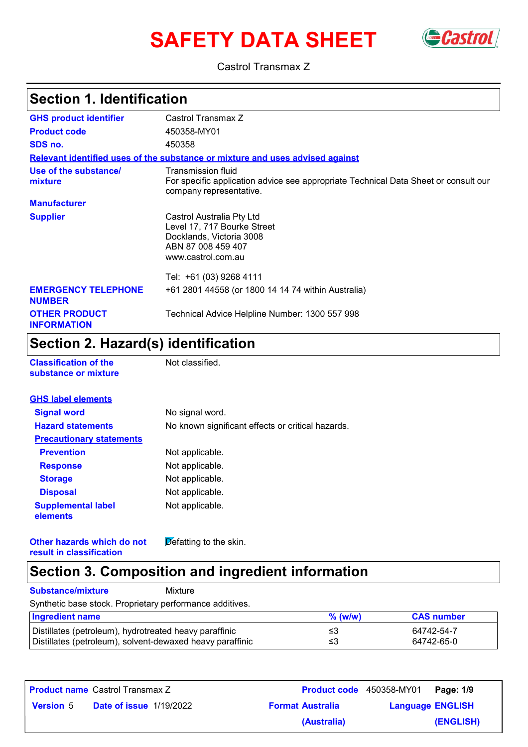# SAFETY DATA SHEET

Castrol Transmax Z

## Section 1. Identification

| | |
|---|---|
| **GHS product identifier** | Castrol Transmax Z |
| **Product code** | 450358-MY01 |
| **SDS no.** | 450358 |

**Relevant identified uses of the substance or mixture and uses advised against**

| | |
|---|---|
| **Use of the substance/ mixture** | Transmission fluid<br>For specific application advice see appropriate Technical Data Sheet or consult our company representative. |
| **Manufacturer** | |
| **Supplier** | Castrol Australia Pty Ltd<br>Level 17, 717 Bourke Street<br>Docklands, Victoria 3008<br>ABN 87 008 459 407<br>www.castrol.com.au<br><br>Tel: +61 (03) 9268 4111 |
| **EMERGENCY TELEPHONE NUMBER** | +61 2801 44558 (or 1800 14 14 74 within Australia) |
| **OTHER PRODUCT INFORMATION** | Technical Advice Helpline Number: 1300 557 998 |

## Section 2. Hazard(s) identification

| | |
|---|---|
| **Classification of the substance or mixture** | Not classified. |

**GHS label elements**

| | |
|---|---|
| **Signal word** | No signal word. |
| **Hazard statements** | No known significant effects or critical hazards. |

**Precautionary statements**

| | |
|---|---|
| **Prevention** | Not applicable. |
| **Response** | Not applicable. |
| **Storage** | Not applicable. |
| **Disposal** | Not applicable. |
| **Supplemental label elements** | Not applicable. |
| **Other hazards which do not result in classification** | Defatting to the skin. |

## Section 3. Composition and ingredient information

**Substance/mixture** Mixture

Synthetic base stock. Proprietary performance additives.

| Ingredient name | % (w/w) | CAS number |
|---|---|---|
| Distillates (petroleum), hydrotreated heavy paraffinic | ≤3 | 64742-54-7 |
| Distillates (petroleum), solvent-dewaxed heavy paraffinic | ≤3 | 64742-65-0 |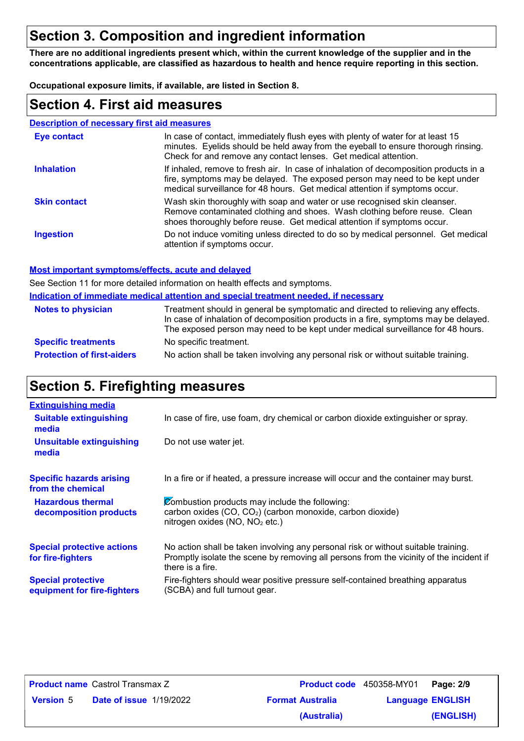## Section 3. Composition and ingredient information

**There are no additional ingredients present which, within the current knowledge of the supplier and in the concentrations applicable, are classified as hazardous to health and hence require reporting in this section.**

**Occupational exposure limits, if available, are listed in Section 8.**

## Section 4. First aid measures

### Description of necessary first aid measures

| | |
|---|---|
| **Eye contact** | In case of contact, immediately flush eyes with plenty of water for at least 15 minutes. Eyelids should be held away from the eyeball to ensure thorough rinsing. Check for and remove any contact lenses. Get medical attention. |
| **Inhalation** | If inhaled, remove to fresh air. In case of inhalation of decomposition products in a fire, symptoms may be delayed. The exposed person may need to be kept under medical surveillance for 48 hours. Get medical attention if symptoms occur. |
| **Skin contact** | Wash skin thoroughly with soap and water or use recognised skin cleanser. Remove contaminated clothing and shoes. Wash clothing before reuse. Clean shoes thoroughly before reuse. Get medical attention if symptoms occur. |
| **Ingestion** | Do not induce vomiting unless directed to do so by medical personnel. Get medical attention if symptoms occur. |

### Most important symptoms/effects, acute and delayed

See Section 11 for more detailed information on health effects and symptoms.

### Indication of immediate medical attention and special treatment needed, if necessary

| | |
|---|---|
| **Notes to physician** | Treatment should in general be symptomatic and directed to relieving any effects. In case of inhalation of decomposition products in a fire, symptoms may be delayed. The exposed person may need to be kept under medical surveillance for 48 hours. |
| **Specific treatments** | No specific treatment. |
| **Protection of first-aiders** | No action shall be taken involving any personal risk or without suitable training. |

## Section 5. Firefighting measures

### Extinguishing media

| | |
|---|---|
| **Suitable extinguishing media** | In case of fire, use foam, dry chemical or carbon dioxide extinguisher or spray. |
| **Unsuitable extinguishing media** | Do not use water jet. |

| | |
|---|---|
| **Specific hazards arising from the chemical** | In a fire or if heated, a pressure increase will occur and the container may burst. |
| **Hazardous thermal decomposition products** | Combustion products may include the following:<br>carbon oxides ($CO$, $CO_2$) (carbon monoxide, carbon dioxide)<br>nitrogen oxides ($NO$, $NO_2$ etc.) |
| **Special protective actions for fire-fighters** | No action shall be taken involving any personal risk or without suitable training. Promptly isolate the scene by removing all persons from the vicinity of the incident if there is a fire. |
| **Special protective equipment for fire-fighters** | Fire-fighters should wear positive pressure self-contained breathing apparatus (SCBA) and full turnout gear. |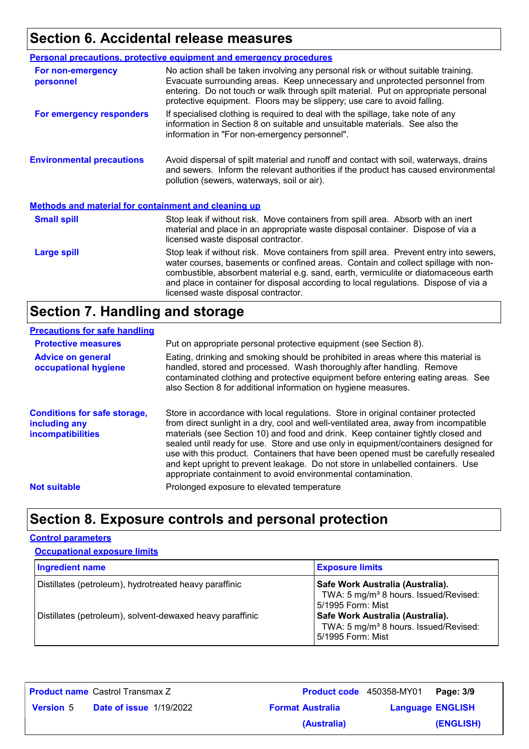## Section 6. Accidental release measures

### Personal precautions, protective equipment and emergency procedures

**For non-emergency personnel**

No action shall be taken involving any personal risk or without suitable training. Evacuate surrounding areas. Keep unnecessary and unprotected personnel from entering. Do not touch or walk through spilt material. Put on appropriate personal protective equipment. Floors may be slippery; use care to avoid falling.

**For emergency responders**

If specialised clothing is required to deal with the spillage, take note of any information in Section 8 on suitable and unsuitable materials. See also the information in "For non-emergency personnel".

**Environmental precautions**

Avoid dispersal of spilt material and runoff and contact with soil, waterways, drains and sewers. Inform the relevant authorities if the product has caused environmental pollution (sewers, waterways, soil or air).

### Methods and material for containment and cleaning up

**Small spill**

Stop leak if without risk. Move containers from spill area. Absorb with an inert material and place in an appropriate waste disposal container. Dispose of via a licensed waste disposal contractor.

**Large spill**

Stop leak if without risk. Move containers from spill area. Prevent entry into sewers, water courses, basements or confined areas. Contain and collect spillage with non-combustible, absorbent material e.g. sand, earth, vermiculite or diatomaceous earth and place in container for disposal according to local regulations. Dispose of via a licensed waste disposal contractor.

## Section 7. Handling and storage

### Precautions for safe handling

**Protective measures**

Put on appropriate personal protective equipment (see Section 8).

**Advice on general occupational hygiene**

Eating, drinking and smoking should be prohibited in areas where this material is handled, stored and processed. Wash thoroughly after handling. Remove contaminated clothing and protective equipment before entering eating areas. See also Section 8 for additional information on hygiene measures.

**Conditions for safe storage, including any incompatibilities**

Store in accordance with local regulations. Store in original container protected from direct sunlight in a dry, cool and well-ventilated area, away from incompatible materials (see Section 10) and food and drink. Keep container tightly closed and sealed until ready for use. Store and use only in equipment/containers designed for use with this product. Containers that have been opened must be carefully resealed and kept upright to prevent leakage. Do not store in unlabelled containers. Use appropriate containment to avoid environmental contamination.

**Not suitable**

Prolonged exposure to elevated temperature

## Section 8. Exposure controls and personal protection

### Control parameters

#### Occupational exposure limits

| Ingredient name | Exposure limits |
|---|---|
| Distillates (petroleum), hydrotreated heavy paraffinic | **Safe Work Australia (Australia).** TWA: 5 mg/m³ 8 hours. Issued/Revised: 5/1995 Form: Mist |
| Distillates (petroleum), solvent-dewaxed heavy paraffinic | **Safe Work Australia (Australia).** TWA: 5 mg/m³ 8 hours. Issued/Revised: 5/1995 Form: Mist |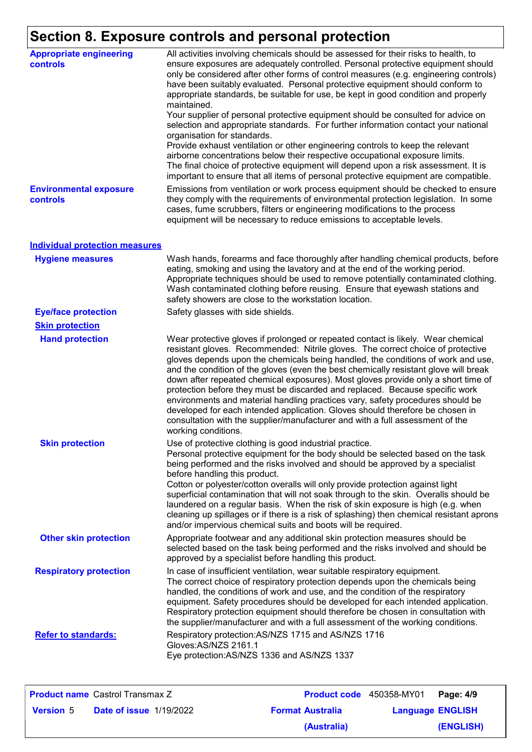# Section 8. Exposure controls and personal protection

**Appropriate engineering controls**

All activities involving chemicals should be assessed for their risks to health, to ensure exposures are adequately controlled. Personal protective equipment should only be considered after other forms of control measures (e.g. engineering controls) have been suitably evaluated. Personal protective equipment should conform to appropriate standards, be suitable for use, be kept in good condition and properly maintained.
Your supplier of personal protective equipment should be consulted for advice on selection and appropriate standards. For further information contact your national organisation for standards.
Provide exhaust ventilation or other engineering controls to keep the relevant airborne concentrations below their respective occupational exposure limits.
The final choice of protective equipment will depend upon a risk assessment. It is important to ensure that all items of personal protective equipment are compatible.

**Environmental exposure controls**

Emissions from ventilation or work process equipment should be checked to ensure they comply with the requirements of environmental protection legislation. In some cases, fume scrubbers, filters or engineering modifications to the process equipment will be necessary to reduce emissions to acceptable levels.

## Individual protection measures

**Hygiene measures**

Wash hands, forearms and face thoroughly after handling chemical products, before eating, smoking and using the lavatory and at the end of the working period. Appropriate techniques should be used to remove potentially contaminated clothing. Wash contaminated clothing before reusing. Ensure that eyewash stations and safety showers are close to the workstation location.

**Eye/face protection**

Safety glasses with side shields.

### Skin protection

**Hand protection**

Wear protective gloves if prolonged or repeated contact is likely. Wear chemical resistant gloves. Recommended: Nitrile gloves. The correct choice of protective gloves depends upon the chemicals being handled, the conditions of work and use, and the condition of the gloves (even the best chemically resistant glove will break down after repeated chemical exposures). Most gloves provide only a short time of protection before they must be discarded and replaced. Because specific work environments and material handling practices vary, safety procedures should be developed for each intended application. Gloves should therefore be chosen in consultation with the supplier/manufacturer and with a full assessment of the working conditions.

**Skin protection**

Use of protective clothing is good industrial practice.
Personal protective equipment for the body should be selected based on the task being performed and the risks involved and should be approved by a specialist before handling this product.
Cotton or polyester/cotton overalls will only provide protection against light superficial contamination that will not soak through to the skin. Overalls should be laundered on a regular basis. When the risk of skin exposure is high (e.g. when cleaning up spillages or if there is a risk of splashing) then chemical resistant aprons and/or impervious chemical suits and boots will be required.

**Other skin protection**

Appropriate footwear and any additional skin protection measures should be selected based on the task being performed and the risks involved and should be approved by a specialist before handling this product.

**Respiratory protection**

In case of insufficient ventilation, wear suitable respiratory equipment.
The correct choice of respiratory protection depends upon the chemicals being handled, the conditions of work and use, and the condition of the respiratory equipment. Safety procedures should be developed for each intended application. Respiratory protection equipment should therefore be chosen in consultation with the supplier/manufacturer and with a full assessment of the working conditions.

**Refer to standards:**

Respiratory protection:AS/NZS 1715 and AS/NZS 1716
Gloves:AS/NZS 2161.1
Eye protection:AS/NZS 1336 and AS/NZS 1337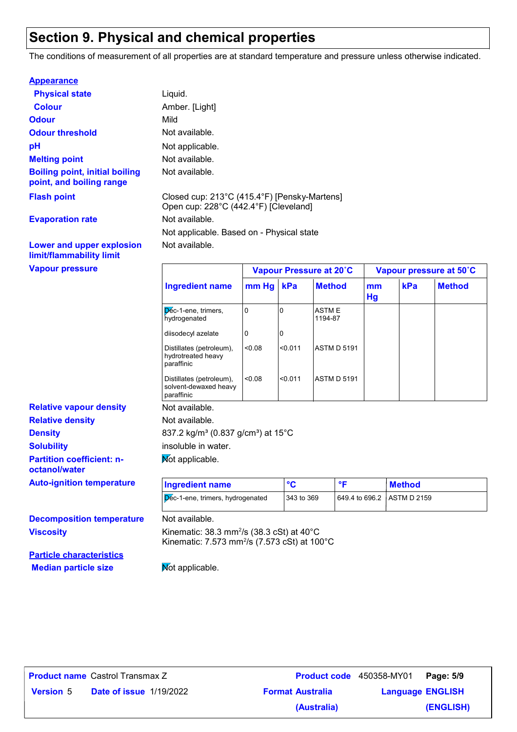## Section 9. Physical and chemical properties

The conditions of measurement of all properties are at standard temperature and pressure unless otherwise indicated.

**Appearance**

**Physical state** Liquid.

**Colour** Amber. [Light]

**Odour** Mild

**Odour threshold** Not available.

**pH** Not applicable.

**Melting point** Not available.

**Boiling point, initial boiling point, and boiling range** Not available.

**Flash point** Closed cup: 213°C (415.4°F) [Pensky-Martens]
Open cup: 228°C (442.4°F) [Cleveland]

**Evaporation rate** Not available.

Not applicable. Based on - Physical state

**Lower and upper explosion limit/flammability limit** Not available.

**Vapour pressure**

| | Vapour Pressure at 20˚C | | | Vapour pressure at 50˚C | | |
|---|---|---|---|---|---|---|
| **Ingredient name** | **mm Hg** | **kPa** | **Method** | **mm Hg** | **kPa** | **Method** |
| Dec-1-ene, trimers, hydrogenated | 0 | 0 | ASTM E 1194-87 | | | |
| diisodecyl azelate | 0 | 0 | | | | |
| Distillates (petroleum), hydrotreated heavy paraffinic | <0.08 | <0.011 | ASTM D 5191 | | | |
| Distillates (petroleum), solvent-dewaxed heavy paraffinic | <0.08 | <0.011 | ASTM D 5191 | | | |

**Relative vapour density** Not available.

**Relative density** Not available.

**Density** 837.2 kg/m³ (0.837 g/cm³) at 15°C

**Solubility** insoluble in water.

**Partition coefficient: n-octanol/water** Not applicable.

**Auto-ignition temperature**

| Ingredient name | °C | °F | Method |
|---|---|---|---|
| Dec-1-ene, trimers, hydrogenated | 343 to 369 | 649.4 to 696.2 | ASTM D 2159 |

**Decomposition temperature** Not available.

**Viscosity** Kinematic: 38.3 mm²/s (38.3 cSt) at 40°C
Kinematic: 7.573 mm²/s (7.573 cSt) at 100°C

**Particle characteristics**

**Median particle size** Not applicable.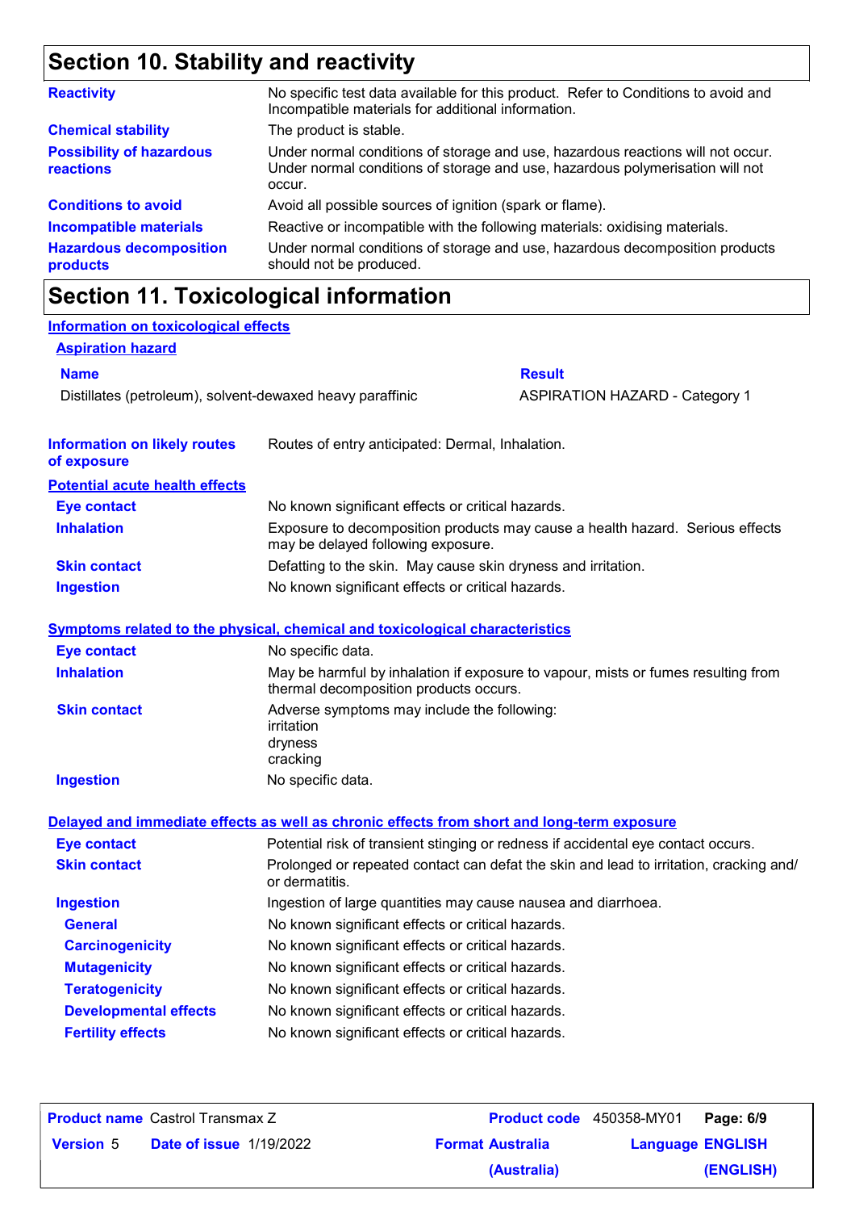## Section 10. Stability and reactivity

| | |
|---|---|
| **Reactivity** | No specific test data available for this product. Refer to Conditions to avoid and Incompatible materials for additional information. |
| **Chemical stability** | The product is stable. |
| **Possibility of hazardous reactions** | Under normal conditions of storage and use, hazardous reactions will not occur. Under normal conditions of storage and use, hazardous polymerisation will not occur. |
| **Conditions to avoid** | Avoid all possible sources of ignition (spark or flame). |
| **Incompatible materials** | Reactive or incompatible with the following materials: oxidising materials. |
| **Hazardous decomposition products** | Under normal conditions of storage and use, hazardous decomposition products should not be produced. |

## Section 11. Toxicological information

**Information on toxicological effects**

**Aspiration hazard**

| Name | Result |
|---|---|
| Distillates (petroleum), solvent-dewaxed heavy paraffinic | ASPIRATION HAZARD - Category 1 |

| | |
|---|---|
| **Information on likely routes of exposure** | Routes of entry anticipated: Dermal, Inhalation. |

**Potential acute health effects**

| | |
|---|---|
| **Eye contact** | No known significant effects or critical hazards. |
| **Inhalation** | Exposure to decomposition products may cause a health hazard. Serious effects may be delayed following exposure. |
| **Skin contact** | Defatting to the skin. May cause skin dryness and irritation. |
| **Ingestion** | No known significant effects or critical hazards. |

**Symptoms related to the physical, chemical and toxicological characteristics**

| | |
|---|---|
| **Eye contact** | No specific data. |
| **Inhalation** | May be harmful by inhalation if exposure to vapour, mists or fumes resulting from thermal decomposition products occurs. |
| **Skin contact** | Adverse symptoms may include the following:<br>irritation<br>dryness<br>cracking |
| **Ingestion** | No specific data. |

**Delayed and immediate effects as well as chronic effects from short and long-term exposure**

| | |
|---|---|
| **Eye contact** | Potential risk of transient stinging or redness if accidental eye contact occurs. |
| **Skin contact** | Prolonged or repeated contact can defat the skin and lead to irritation, cracking and/or dermatitis. |
| **Ingestion** | Ingestion of large quantities may cause nausea and diarrhoea. |
| **General** | No known significant effects or critical hazards. |
| **Carcinogenicity** | No known significant effects or critical hazards. |
| **Mutagenicity** | No known significant effects or critical hazards. |
| **Teratogenicity** | No known significant effects or critical hazards. |
| **Developmental effects** | No known significant effects or critical hazards. |
| **Fertility effects** | No known significant effects or critical hazards. |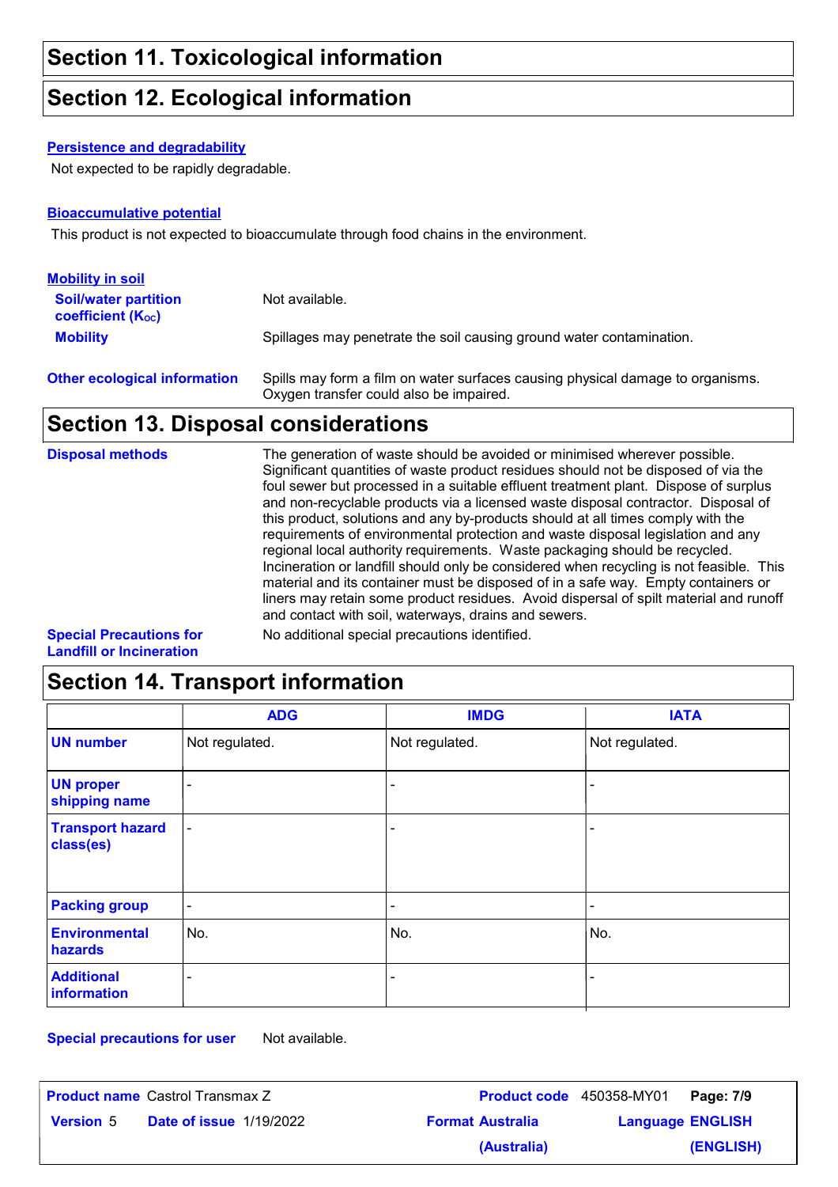## Section 11. Toxicological information

## Section 12. Ecological information

**Persistence and degradability**

Not expected to be rapidly degradable.

**Bioaccumulative potential**

This product is not expected to bioaccumulate through food chains in the environment.

**Mobility in soil**

**Soil/water partition coefficient ($K_{OC}$)**: Not available.

**Mobility**: Spillages may penetrate the soil causing ground water contamination.

**Other ecological information**: Spills may form a film on water surfaces causing physical damage to organisms. Oxygen transfer could also be impaired.

## Section 13. Disposal considerations

**Disposal methods**: The generation of waste should be avoided or minimised wherever possible. Significant quantities of waste product residues should not be disposed of via the foul sewer but processed in a suitable effluent treatment plant. Dispose of surplus and non-recyclable products via a licensed waste disposal contractor. Disposal of this product, solutions and any by-products should at all times comply with the requirements of environmental protection and waste disposal legislation and any regional local authority requirements. Waste packaging should be recycled. Incineration or landfill should only be considered when recycling is not feasible. This material and its container must be disposed of in a safe way. Empty containers or liners may retain some product residues. Avoid dispersal of spilt material and runoff and contact with soil, waterways, drains and sewers.

**Special Precautions for Landfill or Incineration**: No additional special precautions identified.

## Section 14. Transport information

| | ADG | IMDG | IATA |
|---|---|---|---|
| **UN number** | Not regulated. | Not regulated. | Not regulated. |
| **UN proper shipping name** | - | - | - |
| **Transport hazard class(es)** | - | - | - |
| **Packing group** | - | - | - |
| **Environmental hazards** | No. | No. | No. |
| **Additional information** | - | - | - |

**Special precautions for user**: Not available.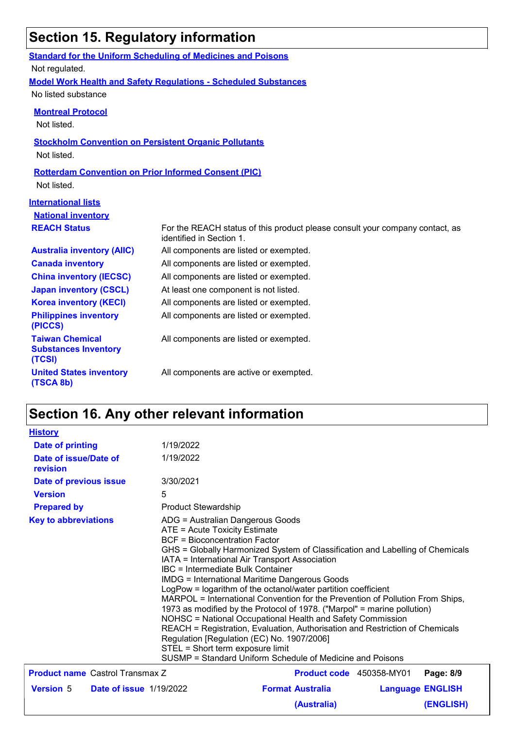## Section 15. Regulatory information

**Standard for the Uniform Scheduling of Medicines and Poisons**

Not regulated.

**Model Work Health and Safety Regulations - Scheduled Substances**

No listed substance

**Montreal Protocol**

Not listed.

**Stockholm Convention on Persistent Organic Pollutants**

Not listed.

**Rotterdam Convention on Prior Informed Consent (PIC)**

Not listed.

**International lists**

**National inventory**

| | |
|---|---|
| **REACH Status** | For the REACH status of this product please consult your company contact, as identified in Section 1. |
| **Australia inventory (AIIC)** | All components are listed or exempted. |
| **Canada inventory** | All components are listed or exempted. |
| **China inventory (IECSC)** | All components are listed or exempted. |
| **Japan inventory (CSCL)** | At least one component is not listed. |
| **Korea inventory (KECI)** | All components are listed or exempted. |
| **Philippines inventory (PICCS)** | All components are listed or exempted. |
| **Taiwan Chemical Substances Inventory (TCSI)** | All components are listed or exempted. |
| **United States inventory (TSCA 8b)** | All components are active or exempted. |

## Section 16. Any other relevant information

**History**

| | |
|---|---|
| **Date of printing** | 1/19/2022 |
| **Date of issue/Date of revision** | 1/19/2022 |
| **Date of previous issue** | 3/30/2021 |
| **Version** | 5 |
| **Prepared by** | Product Stewardship |

**Key to abbreviations**

ADG = Australian Dangerous Goods
ATE = Acute Toxicity Estimate
BCF = Bioconcentration Factor
GHS = Globally Harmonized System of Classification and Labelling of Chemicals
IATA = International Air Transport Association
IBC = Intermediate Bulk Container
IMDG = International Maritime Dangerous Goods
LogPow = logarithm of the octanol/water partition coefficient
MARPOL = International Convention for the Prevention of Pollution From Ships, 1973 as modified by the Protocol of 1978. ("Marpol" = marine pollution)
NOHSC = National Occupational Health and Safety Commission
REACH = Registration, Evaluation, Authorisation and Restriction of Chemicals Regulation [Regulation (EC) No. 1907/2006]
STEL = Short term exposure limit
SUSMP = Standard Uniform Schedule of Medicine and Poisons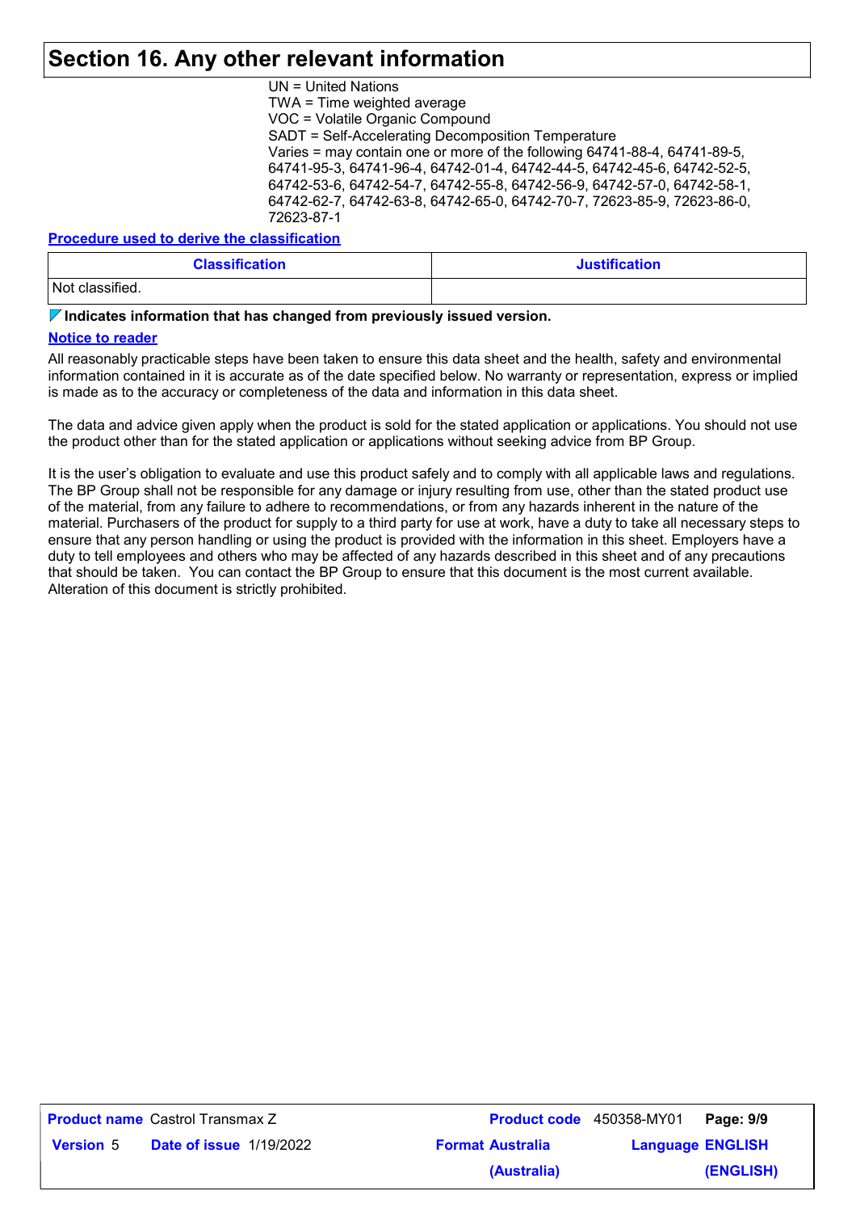# Section 16. Any other relevant information

UN = United Nations
TWA = Time weighted average
VOC = Volatile Organic Compound
SADT = Self-Accelerating Decomposition Temperature
Varies = may contain one or more of the following 64741-88-4, 64741-89-5, 64741-95-3, 64741-96-4, 64742-01-4, 64742-44-5, 64742-45-6, 64742-52-5, 64742-53-6, 64742-54-7, 64742-55-8, 64742-56-9, 64742-57-0, 64742-58-1, 64742-62-7, 64742-63-8, 64742-65-0, 64742-70-7, 72623-85-9, 72623-86-0, 72623-87-1

**Procedure used to derive the classification**

| Classification | Justification |
| --- | --- |
| Not classified. | |

**Indicates information that has changed from previously issued version.**

**Notice to reader**

All reasonably practicable steps have been taken to ensure this data sheet and the health, safety and environmental information contained in it is accurate as of the date specified below. No warranty or representation, express or implied is made as to the accuracy or completeness of the data and information in this data sheet.

The data and advice given apply when the product is sold for the stated application or applications. You should not use the product other than for the stated application or applications without seeking advice from BP Group.

It is the user's obligation to evaluate and use this product safely and to comply with all applicable laws and regulations. The BP Group shall not be responsible for any damage or injury resulting from use, other than the stated product use of the material, from any failure to adhere to recommendations, or from any hazards inherent in the nature of the material. Purchasers of the product for supply to a third party for use at work, have a duty to take all necessary steps to ensure that any person handling or using the product is provided with the information in this sheet. Employers have a duty to tell employees and others who may be affected of any hazards described in this sheet and of any precautions that should be taken. You can contact the BP Group to ensure that this document is the most current available. Alteration of this document is strictly prohibited.